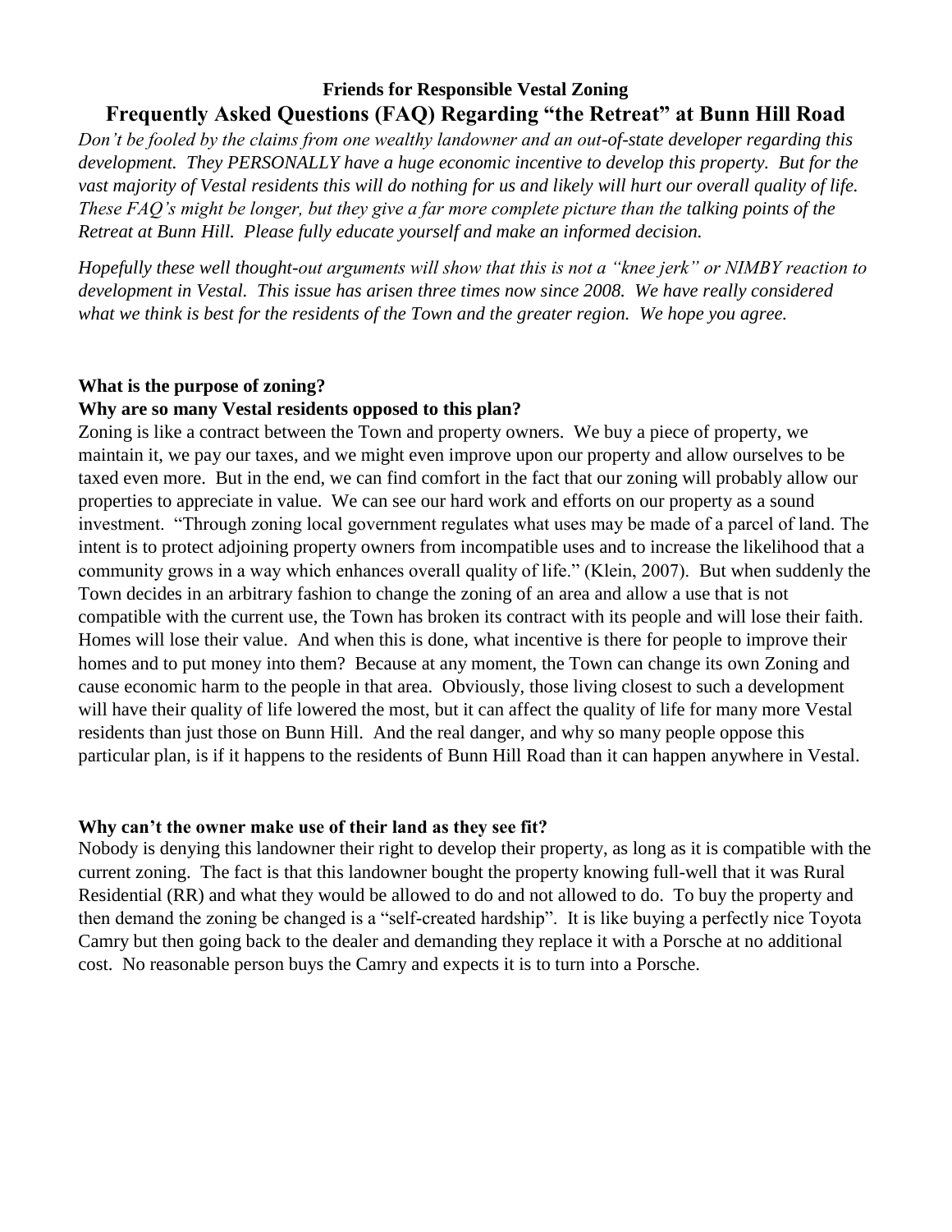**Friends for Responsible Vestal Zoning**

# Frequently Asked Questions (FAQ) Regarding "the Retreat" at Bunn Hill Road

*Don't be fooled by the claims from one wealthy landowner and an out-of-state developer regarding this development. They PERSONALLY have a huge economic incentive to develop this property. But for the vast majority of Vestal residents this will do nothing for us and likely will hurt our overall quality of life. These FAQ's might be longer, but they give a far more complete picture than the talking points of the Retreat at Bunn Hill. Please fully educate yourself and make an informed decision.*

*Hopefully these well thought-out arguments will show that this is not a "knee jerk" or NIMBY reaction to development in Vestal. This issue has arisen three times now since 2008. We have really considered what we think is best for the residents of the Town and the greater region. We hope you agree.*

**What is the purpose of zoning?**
**Why are so many Vestal residents opposed to this plan?**

Zoning is like a contract between the Town and property owners. We buy a piece of property, we maintain it, we pay our taxes, and we might even improve upon our property and allow ourselves to be taxed even more. But in the end, we can find comfort in the fact that our zoning will probably allow our properties to appreciate in value. We can see our hard work and efforts on our property as a sound investment. "Through zoning local government regulates what uses may be made of a parcel of land. The intent is to protect adjoining property owners from incompatible uses and to increase the likelihood that a community grows in a way which enhances overall quality of life." (Klein, 2007). But when suddenly the Town decides in an arbitrary fashion to change the zoning of an area and allow a use that is not compatible with the current use, the Town has broken its contract with its people and will lose their faith. Homes will lose their value. And when this is done, what incentive is there for people to improve their homes and to put money into them? Because at any moment, the Town can change its own Zoning and cause economic harm to the people in that area. Obviously, those living closest to such a development will have their quality of life lowered the most, but it can affect the quality of life for many more Vestal residents than just those on Bunn Hill. And the real danger, and why so many people oppose this particular plan, is if it happens to the residents of Bunn Hill Road than it can happen anywhere in Vestal.

**Why can't the owner make use of their land as they see fit?**

Nobody is denying this landowner their right to develop their property, as long as it is compatible with the current zoning. The fact is that this landowner bought the property knowing full-well that it was Rural Residential (RR) and what they would be allowed to do and not allowed to do. To buy the property and then demand the zoning be changed is a "self-created hardship". It is like buying a perfectly nice Toyota Camry but then going back to the dealer and demanding they replace it with a Porsche at no additional cost. No reasonable person buys the Camry and expects it is to turn into a Porsche.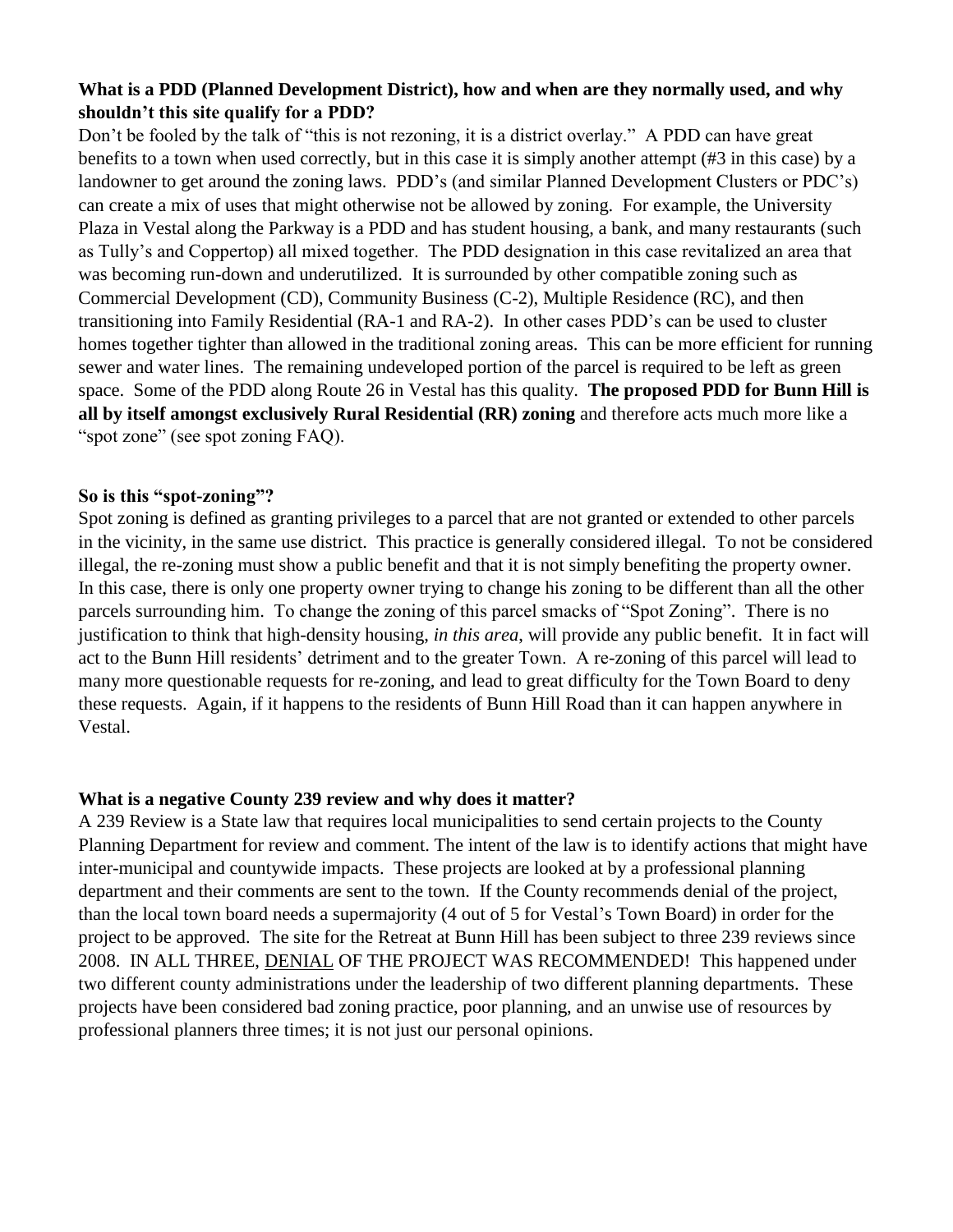**What is a PDD (Planned Development District), how and when are they normally used, and why shouldn't this site qualify for a PDD?**

Don't be fooled by the talk of "this is not rezoning, it is a district overlay." A PDD can have great benefits to a town when used correctly, but in this case it is simply another attempt (#3 in this case) by a landowner to get around the zoning laws. PDD's (and similar Planned Development Clusters or PDC's) can create a mix of uses that might otherwise not be allowed by zoning. For example, the University Plaza in Vestal along the Parkway is a PDD and has student housing, a bank, and many restaurants (such as Tully's and Coppertop) all mixed together. The PDD designation in this case revitalized an area that was becoming run-down and underutilized. It is surrounded by other compatible zoning such as Commercial Development (CD), Community Business (C-2), Multiple Residence (RC), and then transitioning into Family Residential (RA-1 and RA-2). In other cases PDD's can be used to cluster homes together tighter than allowed in the traditional zoning areas. This can be more efficient for running sewer and water lines. The remaining undeveloped portion of the parcel is required to be left as green space. Some of the PDD along Route 26 in Vestal has this quality. **The proposed PDD for Bunn Hill is all by itself amongst exclusively Rural Residential (RR) zoning** and therefore acts much more like a "spot zone" (see spot zoning FAQ).

**So is this "spot-zoning"?**

Spot zoning is defined as granting privileges to a parcel that are not granted or extended to other parcels in the vicinity, in the same use district. This practice is generally considered illegal. To not be considered illegal, the re-zoning must show a public benefit and that it is not simply benefiting the property owner. In this case, there is only one property owner trying to change his zoning to be different than all the other parcels surrounding him. To change the zoning of this parcel smacks of "Spot Zoning". There is no justification to think that high-density housing, *in this area*, will provide any public benefit. It in fact will act to the Bunn Hill residents' detriment and to the greater Town. A re-zoning of this parcel will lead to many more questionable requests for re-zoning, and lead to great difficulty for the Town Board to deny these requests. Again, if it happens to the residents of Bunn Hill Road than it can happen anywhere in Vestal.

**What is a negative County 239 review and why does it matter?**

A 239 Review is a State law that requires local municipalities to send certain projects to the County Planning Department for review and comment. The intent of the law is to identify actions that might have inter-municipal and countywide impacts. These projects are looked at by a professional planning department and their comments are sent to the town. If the County recommends denial of the project, than the local town board needs a supermajority (4 out of 5 for Vestal's Town Board) in order for the project to be approved. The site for the Retreat at Bunn Hill has been subject to three 239 reviews since 2008. IN ALL THREE, <u>DENIAL</u> OF THE PROJECT WAS RECOMMENDED! This happened under two different county administrations under the leadership of two different planning departments. These projects have been considered bad zoning practice, poor planning, and an unwise use of resources by professional planners three times; it is not just our personal opinions.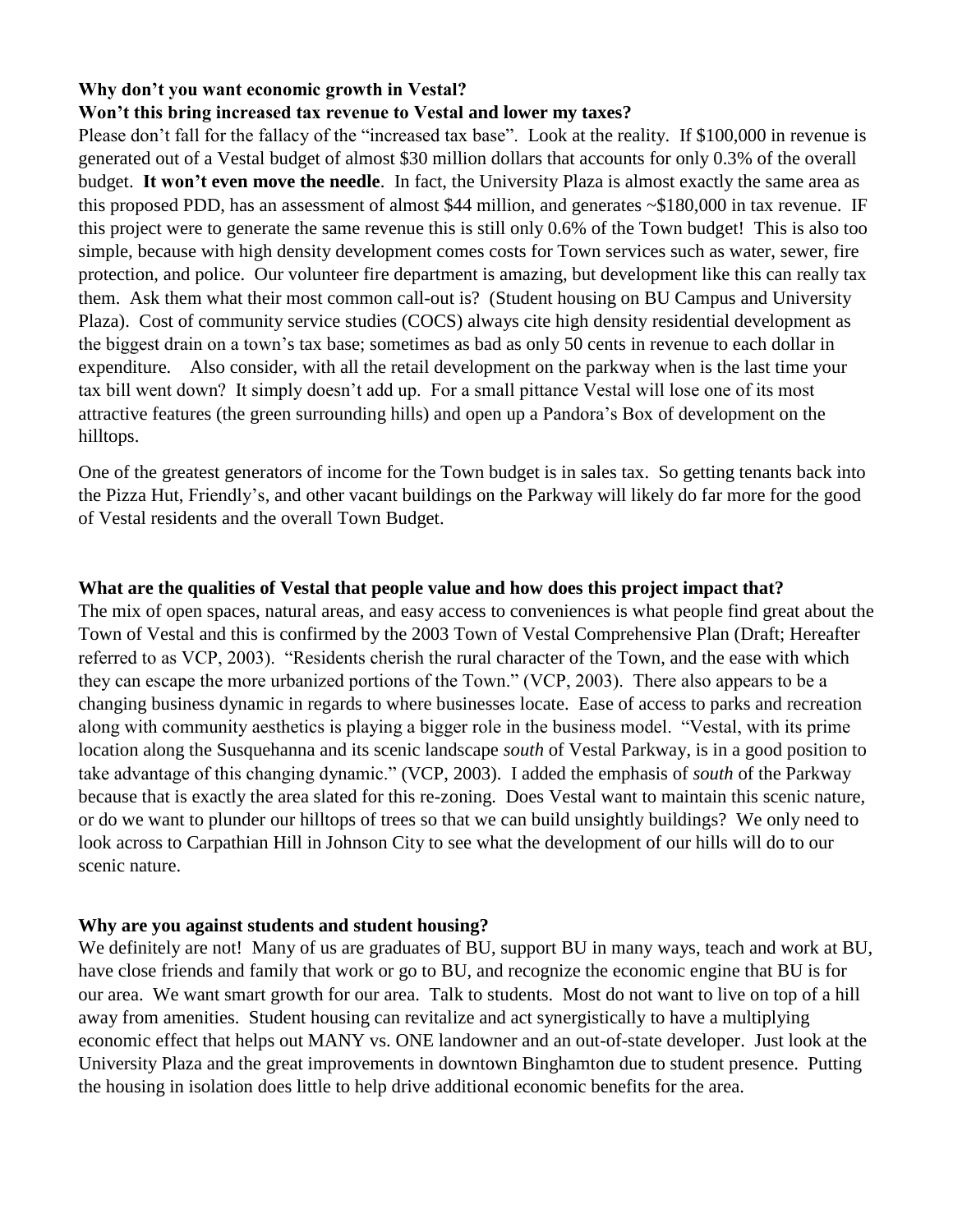**Why don't you want economic growth in Vestal?**
**Won't this bring increased tax revenue to Vestal and lower my taxes?**

Please don't fall for the fallacy of the "increased tax base". Look at the reality. If $100,000 in revenue is generated out of a Vestal budget of almost $30 million dollars that accounts for only 0.3% of the overall budget. **It won't even move the needle**. In fact, the University Plaza is almost exactly the same area as this proposed PDD, has an assessment of almost $44 million, and generates ~$180,000 in tax revenue. IF this project were to generate the same revenue this is still only 0.6% of the Town budget! This is also too simple, because with high density development comes costs for Town services such as water, sewer, fire protection, and police. Our volunteer fire department is amazing, but development like this can really tax them. Ask them what their most common call-out is? (Student housing on BU Campus and University Plaza). Cost of community service studies (COCS) always cite high density residential development as the biggest drain on a town's tax base; sometimes as bad as only 50 cents in revenue to each dollar in expenditure. Also consider, with all the retail development on the parkway when is the last time your tax bill went down? It simply doesn't add up. For a small pittance Vestal will lose one of its most attractive features (the green surrounding hills) and open up a Pandora's Box of development on the hilltops.

One of the greatest generators of income for the Town budget is in sales tax. So getting tenants back into the Pizza Hut, Friendly's, and other vacant buildings on the Parkway will likely do far more for the good of Vestal residents and the overall Town Budget.

**What are the qualities of Vestal that people value and how does this project impact that?**

The mix of open spaces, natural areas, and easy access to conveniences is what people find great about the Town of Vestal and this is confirmed by the 2003 Town of Vestal Comprehensive Plan (Draft; Hereafter referred to as VCP, 2003). "Residents cherish the rural character of the Town, and the ease with which they can escape the more urbanized portions of the Town." (VCP, 2003). There also appears to be a changing business dynamic in regards to where businesses locate. Ease of access to parks and recreation along with community aesthetics is playing a bigger role in the business model. "Vestal, with its prime location along the Susquehanna and its scenic landscape *south* of Vestal Parkway, is in a good position to take advantage of this changing dynamic." (VCP, 2003). I added the emphasis of *south* of the Parkway because that is exactly the area slated for this re-zoning. Does Vestal want to maintain this scenic nature, or do we want to plunder our hilltops of trees so that we can build unsightly buildings? We only need to look across to Carpathian Hill in Johnson City to see what the development of our hills will do to our scenic nature.

**Why are you against students and student housing?**

We definitely are not! Many of us are graduates of BU, support BU in many ways, teach and work at BU, have close friends and family that work or go to BU, and recognize the economic engine that BU is for our area. We want smart growth for our area. Talk to students. Most do not want to live on top of a hill away from amenities. Student housing can revitalize and act synergistically to have a multiplying economic effect that helps out MANY vs. ONE landowner and an out-of-state developer. Just look at the University Plaza and the great improvements in downtown Binghamton due to student presence. Putting the housing in isolation does little to help drive additional economic benefits for the area.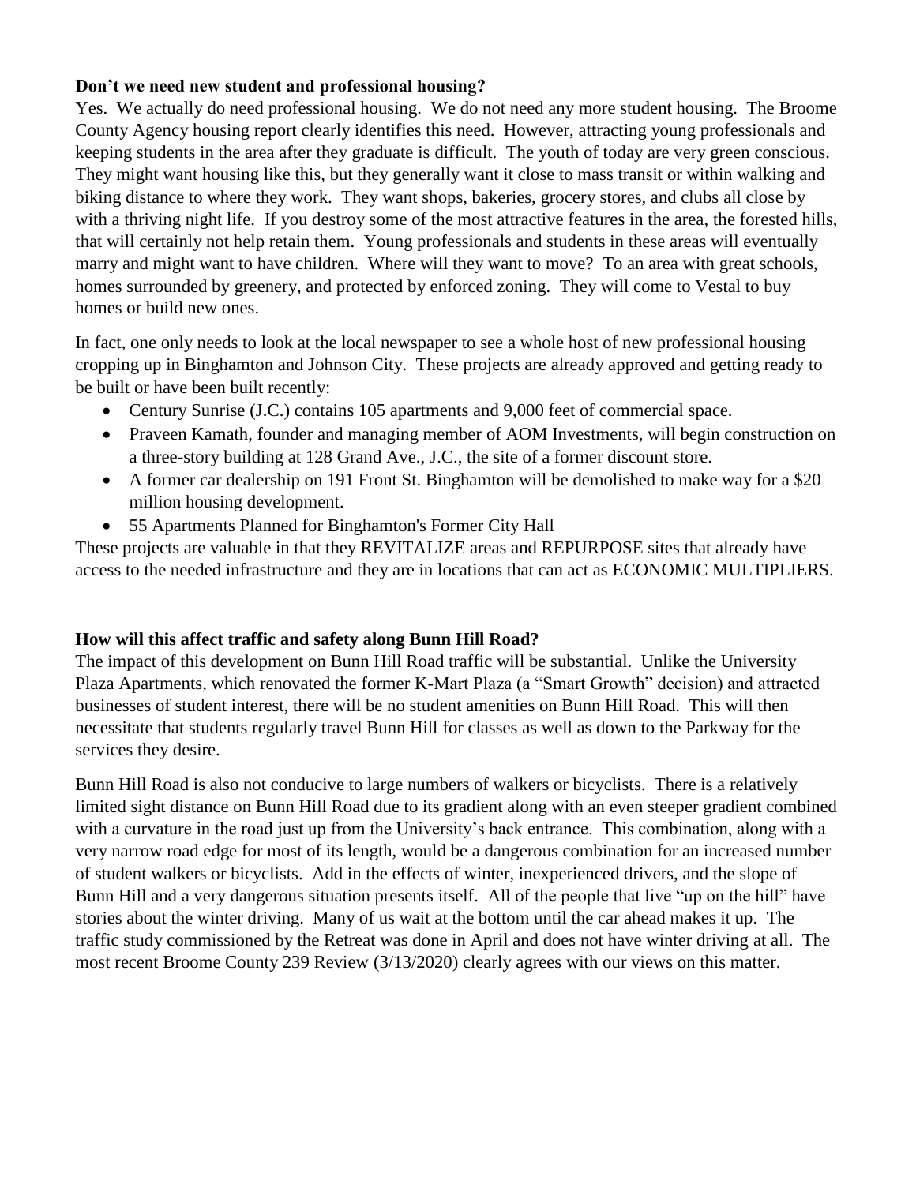**Don't we need new student and professional housing?**

Yes. We actually do need professional housing. We do not need any more student housing. The Broome County Agency housing report clearly identifies this need. However, attracting young professionals and keeping students in the area after they graduate is difficult. The youth of today are very green conscious. They might want housing like this, but they generally want it close to mass transit or within walking and biking distance to where they work. They want shops, bakeries, grocery stores, and clubs all close by with a thriving night life. If you destroy some of the most attractive features in the area, the forested hills, that will certainly not help retain them. Young professionals and students in these areas will eventually marry and might want to have children. Where will they want to move? To an area with great schools, homes surrounded by greenery, and protected by enforced zoning. They will come to Vestal to buy homes or build new ones.

In fact, one only needs to look at the local newspaper to see a whole host of new professional housing cropping up in Binghamton and Johnson City. These projects are already approved and getting ready to be built or have been built recently:

- Century Sunrise (J.C.) contains 105 apartments and 9,000 feet of commercial space.
- Praveen Kamath, founder and managing member of AOM Investments, will begin construction on a three-story building at 128 Grand Ave., J.C., the site of a former discount store.
- A former car dealership on 191 Front St. Binghamton will be demolished to make way for a $20 million housing development.
- 55 Apartments Planned for Binghamton's Former City Hall

These projects are valuable in that they REVITALIZE areas and REPURPOSE sites that already have access to the needed infrastructure and they are in locations that can act as ECONOMIC MULTIPLIERS.

**How will this affect traffic and safety along Bunn Hill Road?**

The impact of this development on Bunn Hill Road traffic will be substantial. Unlike the University Plaza Apartments, which renovated the former K-Mart Plaza (a "Smart Growth" decision) and attracted businesses of student interest, there will be no student amenities on Bunn Hill Road. This will then necessitate that students regularly travel Bunn Hill for classes as well as down to the Parkway for the services they desire.

Bunn Hill Road is also not conducive to large numbers of walkers or bicyclists. There is a relatively limited sight distance on Bunn Hill Road due to its gradient along with an even steeper gradient combined with a curvature in the road just up from the University's back entrance. This combination, along with a very narrow road edge for most of its length, would be a dangerous combination for an increased number of student walkers or bicyclists. Add in the effects of winter, inexperienced drivers, and the slope of Bunn Hill and a very dangerous situation presents itself. All of the people that live "up on the hill" have stories about the winter driving. Many of us wait at the bottom until the car ahead makes it up. The traffic study commissioned by the Retreat was done in April and does not have winter driving at all. The most recent Broome County 239 Review (3/13/2020) clearly agrees with our views on this matter.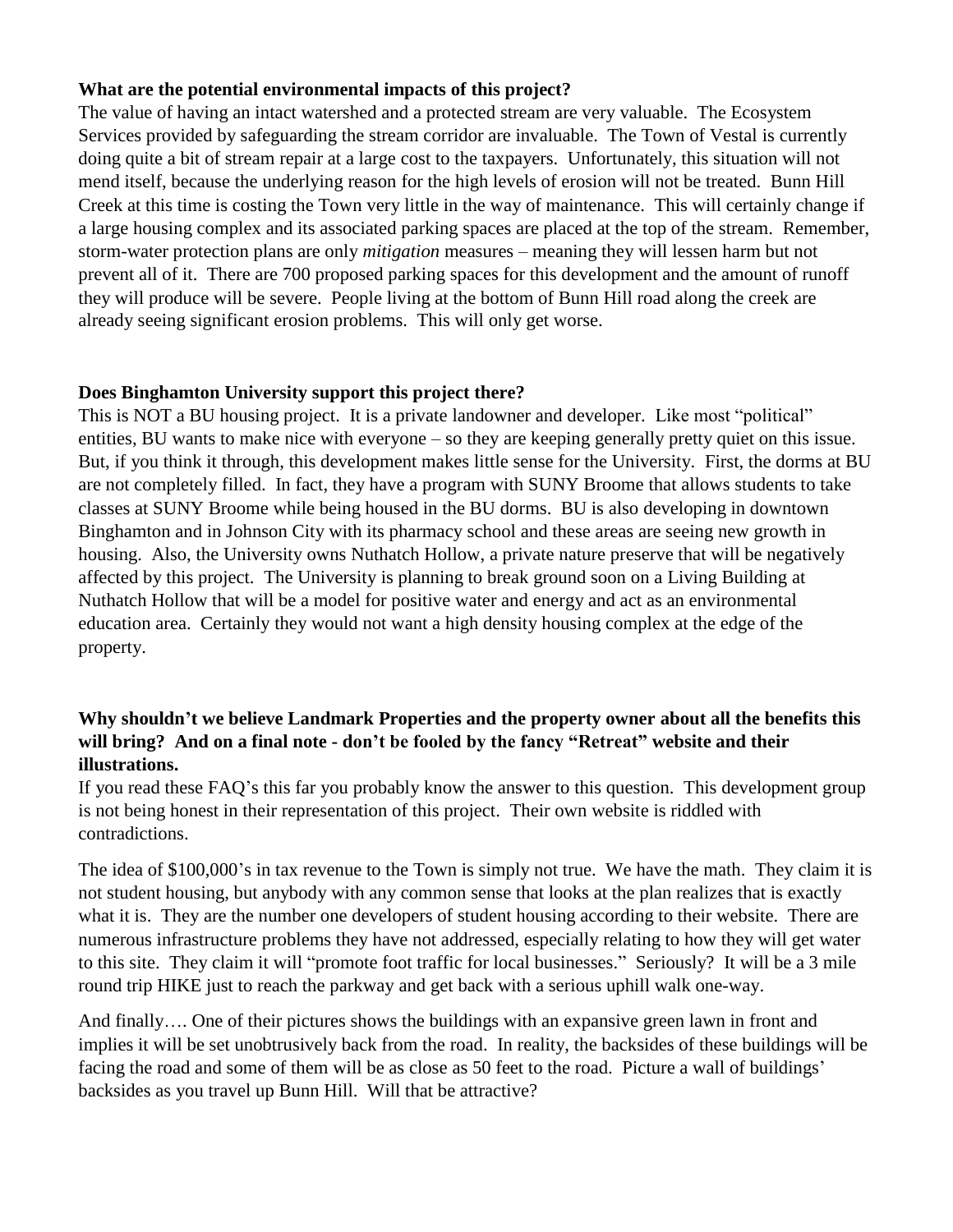**What are the potential environmental impacts of this project?**

The value of having an intact watershed and a protected stream are very valuable. The Ecosystem Services provided by safeguarding the stream corridor are invaluable. The Town of Vestal is currently doing quite a bit of stream repair at a large cost to the taxpayers. Unfortunately, this situation will not mend itself, because the underlying reason for the high levels of erosion will not be treated. Bunn Hill Creek at this time is costing the Town very little in the way of maintenance. This will certainly change if a large housing complex and its associated parking spaces are placed at the top of the stream. Remember, storm-water protection plans are only *mitigation* measures – meaning they will lessen harm but not prevent all of it. There are 700 proposed parking spaces for this development and the amount of runoff they will produce will be severe. People living at the bottom of Bunn Hill road along the creek are already seeing significant erosion problems. This will only get worse.

**Does Binghamton University support this project there?**

This is NOT a BU housing project. It is a private landowner and developer. Like most "political" entities, BU wants to make nice with everyone – so they are keeping generally pretty quiet on this issue. But, if you think it through, this development makes little sense for the University. First, the dorms at BU are not completely filled. In fact, they have a program with SUNY Broome that allows students to take classes at SUNY Broome while being housed in the BU dorms. BU is also developing in downtown Binghamton and in Johnson City with its pharmacy school and these areas are seeing new growth in housing. Also, the University owns Nuthatch Hollow, a private nature preserve that will be negatively affected by this project. The University is planning to break ground soon on a Living Building at Nuthatch Hollow that will be a model for positive water and energy and act as an environmental education area. Certainly they would not want a high density housing complex at the edge of the property.

**Why shouldn't we believe Landmark Properties and the property owner about all the benefits this will bring? And on a final note - don't be fooled by the fancy "Retreat" website and their illustrations.**

If you read these FAQ's this far you probably know the answer to this question. This development group is not being honest in their representation of this project. Their own website is riddled with contradictions.

The idea of $100,000's in tax revenue to the Town is simply not true. We have the math. They claim it is not student housing, but anybody with any common sense that looks at the plan realizes that is exactly what it is. They are the number one developers of student housing according to their website. There are numerous infrastructure problems they have not addressed, especially relating to how they will get water to this site. They claim it will "promote foot traffic for local businesses." Seriously? It will be a 3 mile round trip HIKE just to reach the parkway and get back with a serious uphill walk one-way.

And finally…. One of their pictures shows the buildings with an expansive green lawn in front and implies it will be set unobtrusively back from the road. In reality, the backsides of these buildings will be facing the road and some of them will be as close as 50 feet to the road. Picture a wall of buildings' backsides as you travel up Bunn Hill. Will that be attractive?